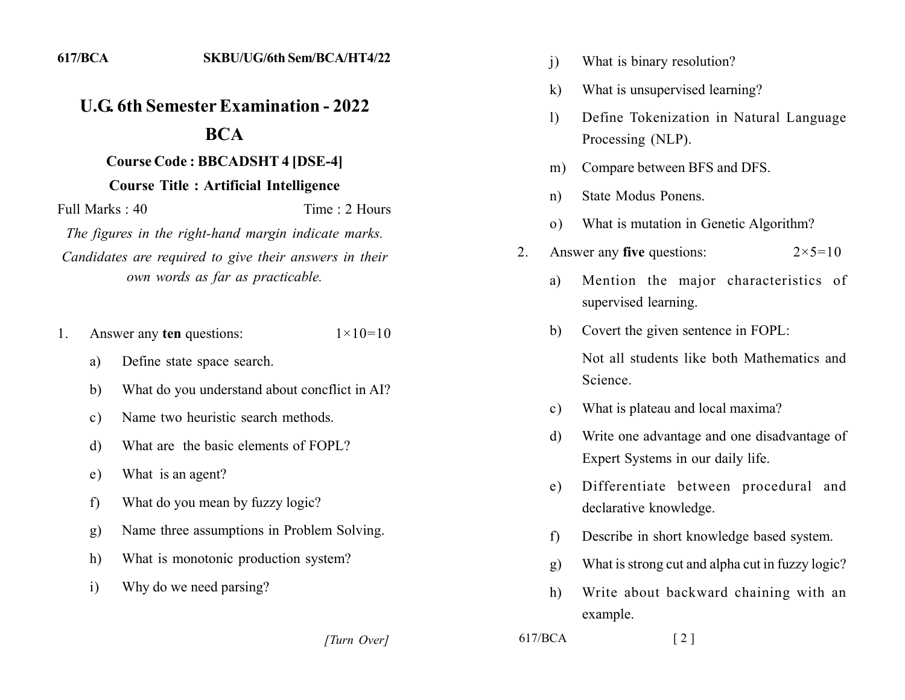# U.G. 6th Semester Examination - 2022

## BCA

### Course Code : BBCADSHT 4 [DSE-4]

### Course Title : Artificial Intelligence

Full Marks : 40 Time : 2 Hours

*The figures in the right-hand margin indicate marks.*

*Candidates are required to give their answers in their own words as far as practicable.*

1. Answer any **ten** questions: 1×10=10

   a) Define state space search.

   b) What do you understand about concflict in AI?

   c) Name two heuristic search methods.

   d) What are the basic elements of FOPL?

   e) What is an agent?

   f) What do you mean by fuzzy logic?

   g) Name three assumptions in Problem Solving.

   h) What is monotonic production system?

   i) Why do we need parsing?

   j) What is binary resolution?

   k) What is unsupervised learning?

   l) Define Tokenization in Natural Language Processing (NLP).

   m) Compare between BFS and DFS.

   n) State Modus Ponens.

   o) What is mutation in Genetic Algorithm?

2. Answer any **five** questions: 2×5=10

   a) Mention the major characteristics of supervised learning.

   b) Covert the given sentence in FOPL:

      Not all students like both Mathematics and Science.

   c) What is plateau and local maxima?

   d) Write one advantage and one disadvantage of Expert Systems in our daily life.

   e) Differentiate between procedural and declarative knowledge.

   f) Describe in short knowledge based system.

   g) What is strong cut and alpha cut in fuzzy logic?

   h) Write about backward chaining with an example.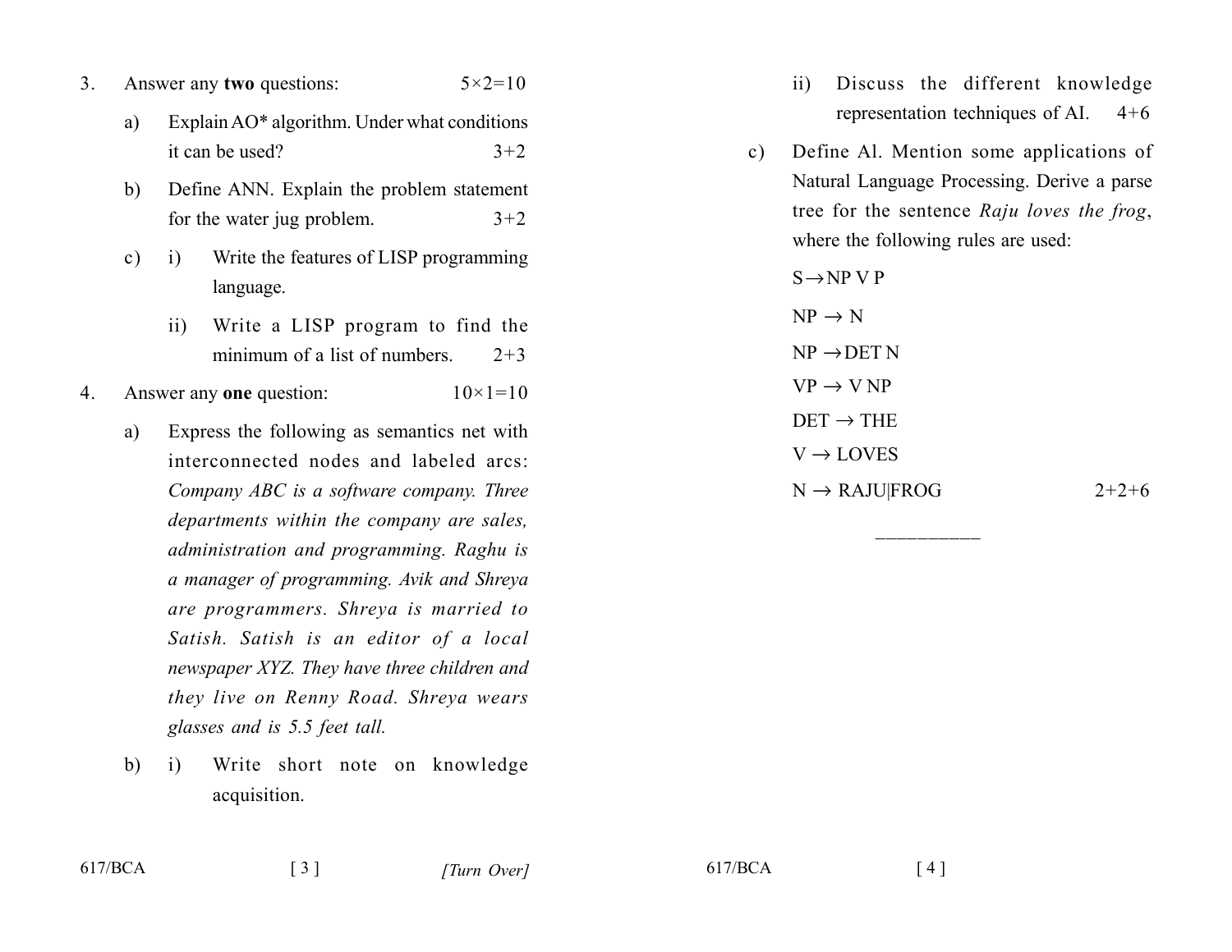3. Answer any **two** questions: 5×2=10

   a) Explain AO* algorithm. Under what conditions it can be used? 3+2

   b) Define ANN. Explain the problem statement for the water jug problem. 3+2

   c) i) Write the features of LISP programming language.

      ii) Write a LISP program to find the minimum of a list of numbers. 2+3

4. Answer any **one** question: 10×1=10

   a) Express the following as semantics net with interconnected nodes and labeled arcs: *Company ABC is a software company. Three departments within the company are sales, administration and programming. Raghu is a manager of programming. Avik and Shreya are programmers. Shreya is married to Satish. Satish is an editor of a local newspaper XYZ. They have three children and they live on Renny Road. Shreya wears glasses and is 5.5 feet tall.*

   b) i) Write short note on knowledge acquisition.

      ii) Discuss the different knowledge representation techniques of AI. 4+6

   c) Define Al. Mention some applications of Natural Language Processing. Derive a parse tree for the sentence *Raju loves the frog*, where the following rules are used:

      S → NP V P

      NP → N

      NP → DET N

      VP → V NP

      DET → THE

      V → LOVES

      N → RAJU|FROG 2+2+6